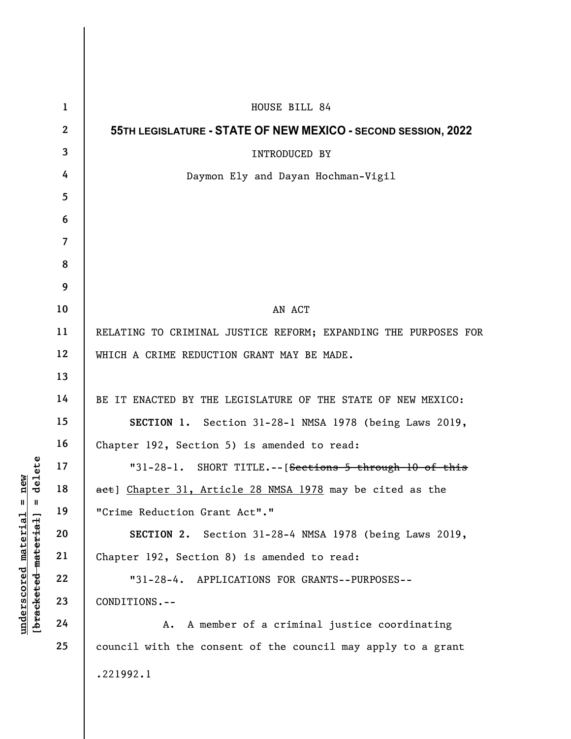HOUSE BILL 84

**55TH LEGISLATURE - STATE OF NEW MEXICO - SECOND SESSION, 2022**

INTRODUCED BY

Daymon Ely and Dayan Hochman-Vigil

AN ACT

RELATING TO CRIMINAL JUSTICE REFORM; EXPANDING THE PURPOSES FOR WHICH A CRIME REDUCTION GRANT MAY BE MADE.

BE IT ENACTED BY THE LEGISLATURE OF THE STATE OF NEW MEXICO:

**SECTION 1.** Section 31-28-1 NMSA 1978 (being Laws 2019, Chapter 192, Section 5) is amended to read:

"31-28-1. SHORT TITLE.--[~~Sections 5 through 10 of this act~~] <u>Chapter 31, Article 28 NMSA 1978</u> may be cited as the "Crime Reduction Grant Act"."

**SECTION 2.** Section 31-28-4 NMSA 1978 (being Laws 2019, Chapter 192, Section 8) is amended to read:

"31-28-4. APPLICATIONS FOR GRANTS--PURPOSES--CONDITIONS.--

A. A member of a criminal justice coordinating council with the consent of the council may apply to a grant

.221992.1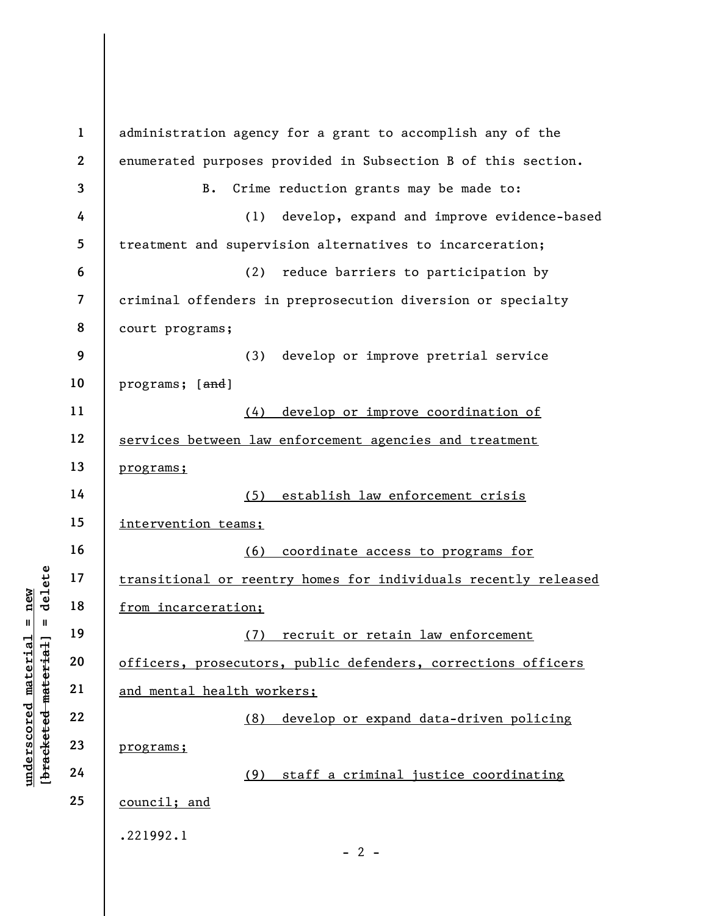administration agency for a grant to accomplish any of the enumerated purposes provided in Subsection B of this section.

B. Crime reduction grants may be made to:

(1) develop, expand and improve evidence-based treatment and supervision alternatives to incarceration;

(2) reduce barriers to participation by criminal offenders in preprosecution diversion or specialty court programs;

(3) develop or improve pretrial service programs; [~~and~~]

<u>(4) develop or improve coordination of services between law enforcement agencies and treatment programs;</u>

<u>(5) establish law enforcement crisis intervention teams;</u>

<u>(6) coordinate access to programs for transitional or reentry homes for individuals recently released from incarceration;</u>

<u>(7) recruit or retain law enforcement officers, prosecutors, public defenders, corrections officers and mental health workers;</u>

<u>(8) develop or expand data-driven policing programs;</u>

<u>(9) staff a criminal justice coordinating council; and</u>

.221992.1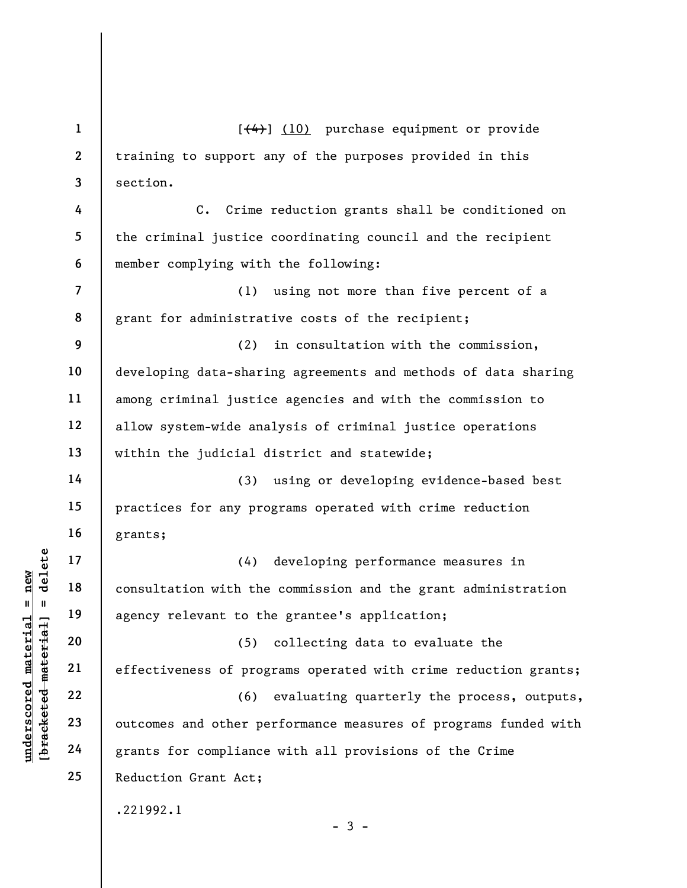[~~(4)~~] <u>(10)</u> purchase equipment or provide training to support any of the purposes provided in this section.

C. Crime reduction grants shall be conditioned on the criminal justice coordinating council and the recipient member complying with the following:

(1) using not more than five percent of a grant for administrative costs of the recipient;

(2) in consultation with the commission, developing data-sharing agreements and methods of data sharing among criminal justice agencies and with the commission to allow system-wide analysis of criminal justice operations within the judicial district and statewide;

(3) using or developing evidence-based best practices for any programs operated with crime reduction grants;

(4) developing performance measures in consultation with the commission and the grant administration agency relevant to the grantee's application;

(5) collecting data to evaluate the effectiveness of programs operated with crime reduction grants;

(6) evaluating quarterly the process, outputs, outcomes and other performance measures of programs funded with grants for compliance with all provisions of the Crime Reduction Grant Act;

.221992.1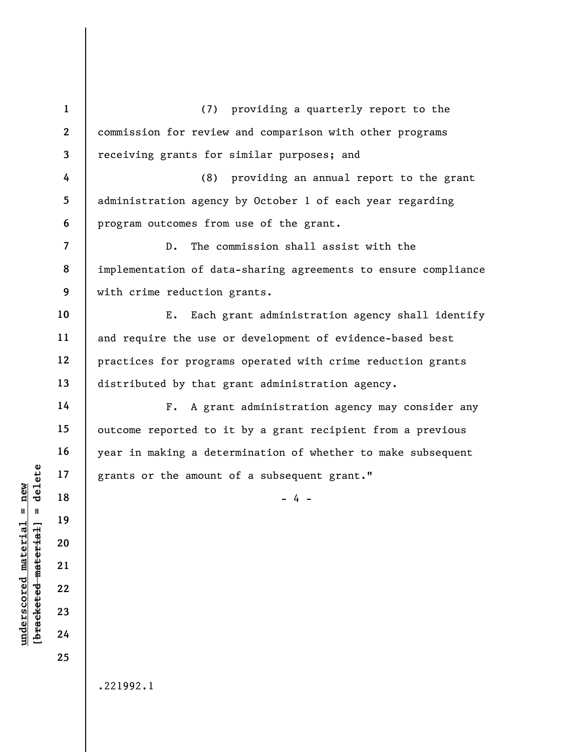(7) providing a quarterly report to the commission for review and comparison with other programs receiving grants for similar purposes; and

(8) providing an annual report to the grant administration agency by October 1 of each year regarding program outcomes from use of the grant.

D. The commission shall assist with the implementation of data-sharing agreements to ensure compliance with crime reduction grants.

E. Each grant administration agency shall identify and require the use or development of evidence-based best practices for programs operated with crime reduction grants distributed by that grant administration agency.

F. A grant administration agency may consider any outcome reported to it by a grant recipient from a previous year in making a determination of whether to make subsequent grants or the amount of a subsequent grant."

.221992.1